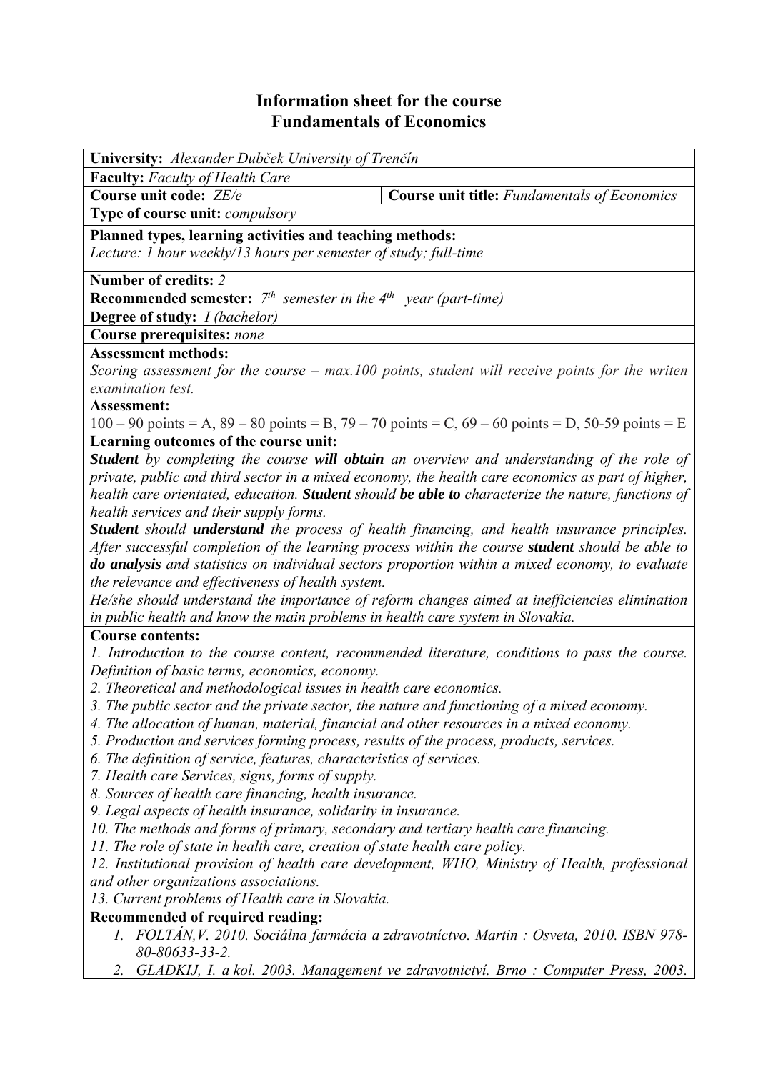# Information sheet for the course
# Fundamentals of Economics

**University:** *Alexander Dubček University of Trenčín*

**Faculty:** *Faculty of Health Care*

| **Course unit code:** *ZE/e* | **Course unit title:** *Fundamentals of Economics* |
|---|---|

**Type of course unit:** *compulsory*

**Planned types, learning activities and teaching methods:**
*Lecture: 1 hour weekly/13 hours per semester of study; full-time*

**Number of credits:** *2*

**Recommended semester:** *7th semester in the 4th year (part-time)*

**Degree of study:** *I (bachelor)*

**Course prerequisites:** *none*

**Assessment methods:**
*Scoring assessment for the course – max.100 points, student will receive points for the writen examination test.*

**Assessment:**
100 – 90 points = A, 89 – 80 points = B, 79 – 70 points = C, 69 – 60 points = D, 50-59 points = E

**Learning outcomes of the course unit:**
***Student*** *by completing the course* ***will obtain*** *an overview and understanding of the role of private, public and third sector in a mixed economy, the health care economics as part of higher, health care orientated, education.* ***Student*** *should* ***be able to*** *characterize the nature, functions of health services and their supply forms.*
***Student*** *should* ***understand*** *the process of health financing, and health insurance principles. After successful completion of the learning process within the course* ***student*** *should be able to* ***do analysis*** *and statistics on individual sectors proportion within a mixed economy, to evaluate the relevance and effectiveness of health system.*
*He/she should understand the importance of reform changes aimed at inefficiencies elimination in public health and know the main problems in health care system in Slovakia.*

**Course contents:**
*1. Introduction to the course content, recommended literature, conditions to pass the course. Definition of basic terms, economics, economy.*
*2. Theoretical and methodological issues in health care economics.*
*3. The public sector and the private sector, the nature and functioning of a mixed economy.*
*4. The allocation of human, material, financial and other resources in a mixed economy.*
*5. Production and services forming process, results of the process, products, services.*
*6. The definition of service, features, characteristics of services.*
*7. Health care Services, signs, forms of supply.*
*8. Sources of health care financing, health insurance.*
*9. Legal aspects of health insurance, solidarity in insurance.*
*10. The methods and forms of primary, secondary and tertiary health care financing.*
*11. The role of state in health care, creation of state health care policy.*
*12. Institutional provision of health care development, WHO, Ministry of Health, professional and other organizations associations.*
*13. Current problems of Health care in Slovakia.*

**Recommended of required reading:**
1. *FOLTÁN,V. 2010. Sociálna farmácia a zdravotníctvo. Martin : Osveta, 2010. ISBN 978-80-80633-33-2.*
2. *GLADKIJ, I. a kol. 2003. Management ve zdravotnictví. Brno : Computer Press, 2003.*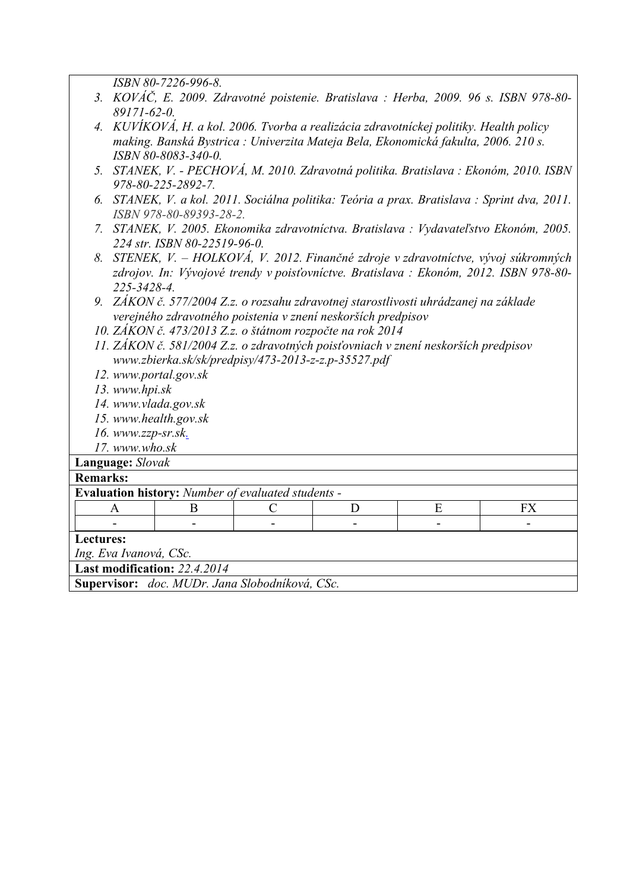*ISBN 80-7226-996-8.*

3. *KOVÁČ, E. 2009. Zdravotné poistenie. Bratislava : Herba, 2009. 96 s. ISBN 978-80-89171-62-0.*
4. *KUVÍKOVÁ, H. a kol. 2006. Tvorba a realizácia zdravotníckej politiky. Health policy making. Banská Bystrica : Univerzita Mateja Bela, Ekonomická fakulta, 2006. 210 s. ISBN 80-8083-340-0.*
5. *STANEK, V. - PECHOVÁ, M. 2010. Zdravotná politika. Bratislava : Ekonóm, 2010. ISBN 978-80-225-2892-7.*
6. *STANEK, V. a kol. 2011. Sociálna politika: Teória a prax. Bratislava : Sprint dva, 2011. ISBN 978-80-89393-28-2.*
7. *STANEK, V. 2005. Ekonomika zdravotníctva. Bratislava : Vydavateľstvo Ekonóm, 2005. 224 str. ISBN 80-22519-96-0.*
8. *STENEK, V. – HOLKOVÁ, V. 2012. Finančné zdroje v zdravotníctve, vývoj súkromných zdrojov. In: Vývojové trendy v poisťovníctve. Bratislava : Ekonóm, 2012. ISBN 978-80-225-3428-4.*
9. *ZÁKON č. 577/2004 Z.z. o rozsahu zdravotnej starostlivosti uhrádzanej na základe verejného zdravotného poistenia v znení neskorších predpisov*
10. *ZÁKON č. 473/2013 Z.z. o štátnom rozpočte na rok 2014*
11. *ZÁKON č. 581/2004 Z.z. o zdravotných poisťovniach v znení neskorších predpisov www.zbierka.sk/sk/predpisy/473-2013-z-z.p-35527.pdf*
12. *www.portal.gov.sk*
13. *www.hpi.sk*
14. *www.vlada.gov.sk*
15. *www.health.gov.sk*
16. *www.zzp-sr.sk.*
17. *www.who.sk*

**Language:** *Slovak*

**Remarks:**

**Evaluation history:** *Number of evaluated students -*

| A | B | C | D | E | FX |
|---|---|---|---|---|---|
| - | - | - | - | - | - |

**Lectures:**
*Ing. Eva Ivanová, CSc.*

**Last modification:** *22.4.2014*

**Supervisor:** *doc. MUDr. Jana Slobodníková, CSc.*